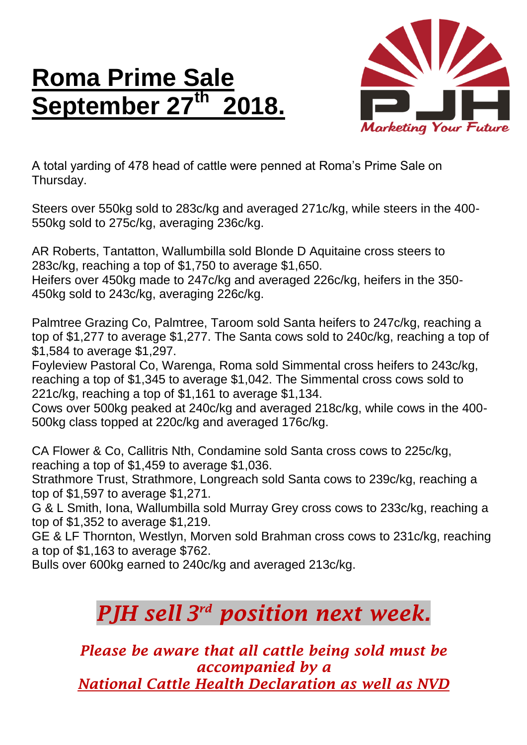# Roma Prime Sale September 27th 2018.

Marketing Your Future

A total yarding of 478 head of cattle were penned at Roma's Prime Sale on Thursday.

Steers over 550kg sold to 283c/kg and averaged 271c/kg, while steers in the 400-550kg sold to 275c/kg, averaging 236c/kg.

AR Roberts, Tantatton, Wallumbilla sold Blonde D Aquitaine cross steers to 283c/kg, reaching a top of $1,750 to average $1,650.
Heifers over 450kg made to 247c/kg and averaged 226c/kg, heifers in the 350-450kg sold to 243c/kg, averaging 226c/kg.

Palmtree Grazing Co, Palmtree, Taroom sold Santa heifers to 247c/kg, reaching a top of $1,277 to average $1,277. The Santa cows sold to 240c/kg, reaching a top of $1,584 to average $1,297.
Foyleview Pastoral Co, Warenga, Roma sold Simmental cross heifers to 243c/kg, reaching a top of $1,345 to average $1,042. The Simmental cross cows sold to 221c/kg, reaching a top of $1,161 to average $1,134.
Cows over 500kg peaked at 240c/kg and averaged 218c/kg, while cows in the 400-500kg class topped at 220c/kg and averaged 176c/kg.

CA Flower & Co, Callitris Nth, Condamine sold Santa cross cows to 225c/kg, reaching a top of $1,459 to average $1,036.
Strathmore Trust, Strathmore, Longreach sold Santa cows to 239c/kg, reaching a top of $1,597 to average $1,271.
G & L Smith, Iona, Wallumbilla sold Murray Grey cross cows to 233c/kg, reaching a top of $1,352 to average $1,219.
GE & LF Thornton, Westlyn, Morven sold Brahman cross cows to 231c/kg, reaching a top of $1,163 to average $762.
Bulls over 600kg earned to 240c/kg and averaged 213c/kg.

## *PJH sell 3rd position next week.*

***Please be aware that all cattle being sold must be accompanied by a National Cattle Health Declaration as well as NVD***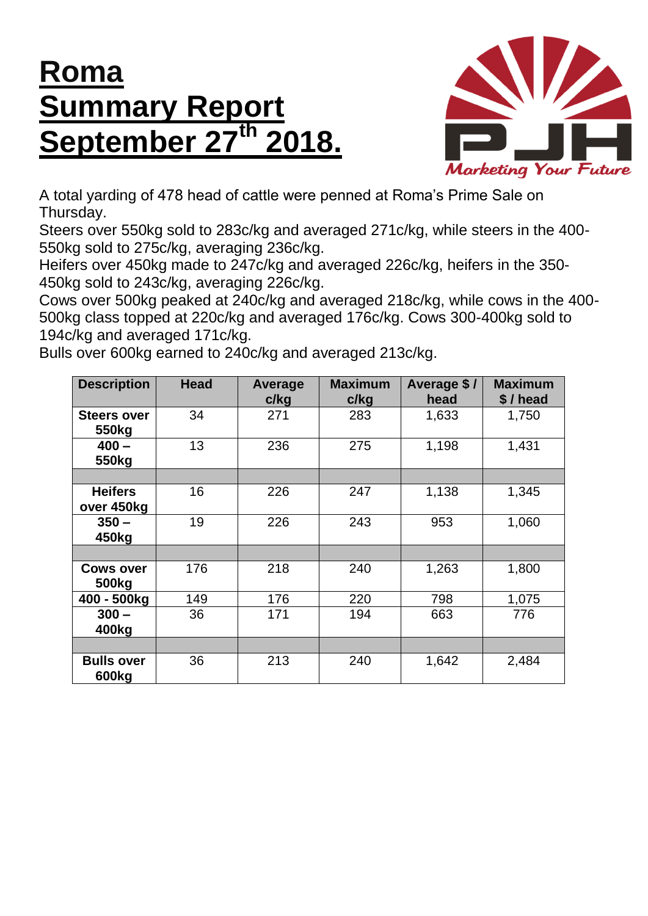# Roma Summary Report September 27th 2018.

Marketing Your Future

A total yarding of 478 head of cattle were penned at Roma's Prime Sale on Thursday.

Steers over 550kg sold to 283c/kg and averaged 271c/kg, while steers in the 400-550kg sold to 275c/kg, averaging 236c/kg.

Heifers over 450kg made to 247c/kg and averaged 226c/kg, heifers in the 350-450kg sold to 243c/kg, averaging 226c/kg.

Cows over 500kg peaked at 240c/kg and averaged 218c/kg, while cows in the 400-500kg class topped at 220c/kg and averaged 176c/kg. Cows 300-400kg sold to 194c/kg and averaged 171c/kg.

Bulls over 600kg earned to 240c/kg and averaged 213c/kg.

| Description | Head | Average c/kg | Maximum c/kg | Average $ / head | Maximum $ / head |
|---|---|---|---|---|---|
| **Steers over 550kg** | 34 | 271 | 283 | 1,633 | 1,750 |
| **400 – 550kg** | 13 | 236 | 275 | 1,198 | 1,431 |
| | | | | | |
| **Heifers over 450kg** | 16 | 226 | 247 | 1,138 | 1,345 |
| **350 – 450kg** | 19 | 226 | 243 | 953 | 1,060 |
| | | | | | |
| **Cows over 500kg** | 176 | 218 | 240 | 1,263 | 1,800 |
| **400 - 500kg** | 149 | 176 | 220 | 798 | 1,075 |
| **300 – 400kg** | 36 | 171 | 194 | 663 | 776 |
| | | | | | |
| **Bulls over 600kg** | 36 | 213 | 240 | 1,642 | 2,484 |